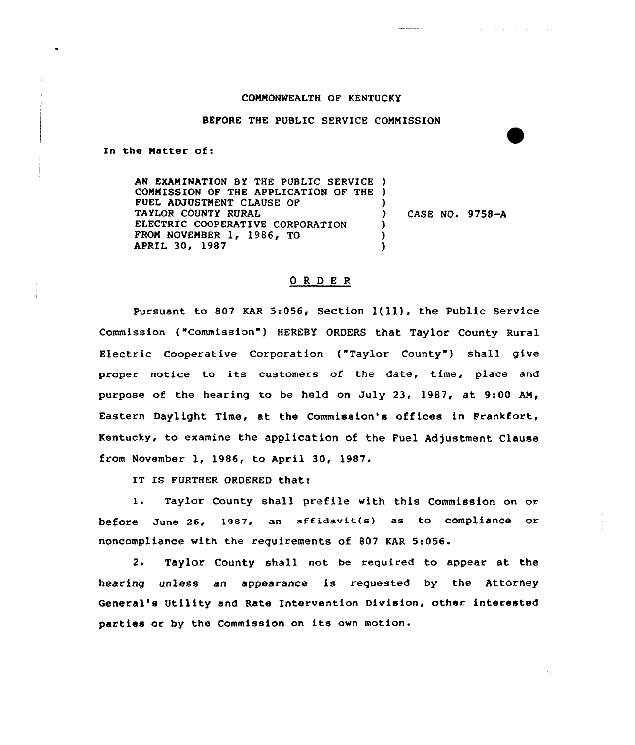COMMONWEALTH OF KENTUCKY

BEFORE THE PUBLIC SERVICE COMMISSION

In the Matter of:

AN EXAMINATION BY THE PUBLIC SERVICE COMMISSION OF THE APPLICATION OF THE FUEL ADJUSTMENT CLAUSE OF TAYLOR COUNTY RURAL ELECTRIC COOPERATIVE CORPORATION FROM NOVEMBER 1, 1986, TO APRIL 30, 1987 ) CASE NO. 9758-A

# ORDER

Pursuant to 807 KAR 5:056, Section 1(11), the Public Service Commission ("Commission") HEREBY ORDERS that Taylor County Rural Electric Cooperative Corporation ("Taylor County") shall give proper notice to its customers of the date, time, place and purpose of the hearing to be held on July 23, 1987, at 9:00 AM, Eastern Daylight Time, at the Commission's offices in Frankfort, Kentucky, to examine the application of the Fuel Adjustment Clause from November 1, 1986, to April 30, 1987.

IT IS FURTHER ORDERED that:

1. Taylor County shall prefile with this Commission on or before June 26, 1987, an affidavit(s) as to compliance or noncompliance with the requirements of 807 KAR 5:056.

2. Taylor County shall not be required to appear at the hearing unless an appearance is requested by the Attorney General's Utility and Rate Intervention Division, other interested parties or by the Commission on its own motion.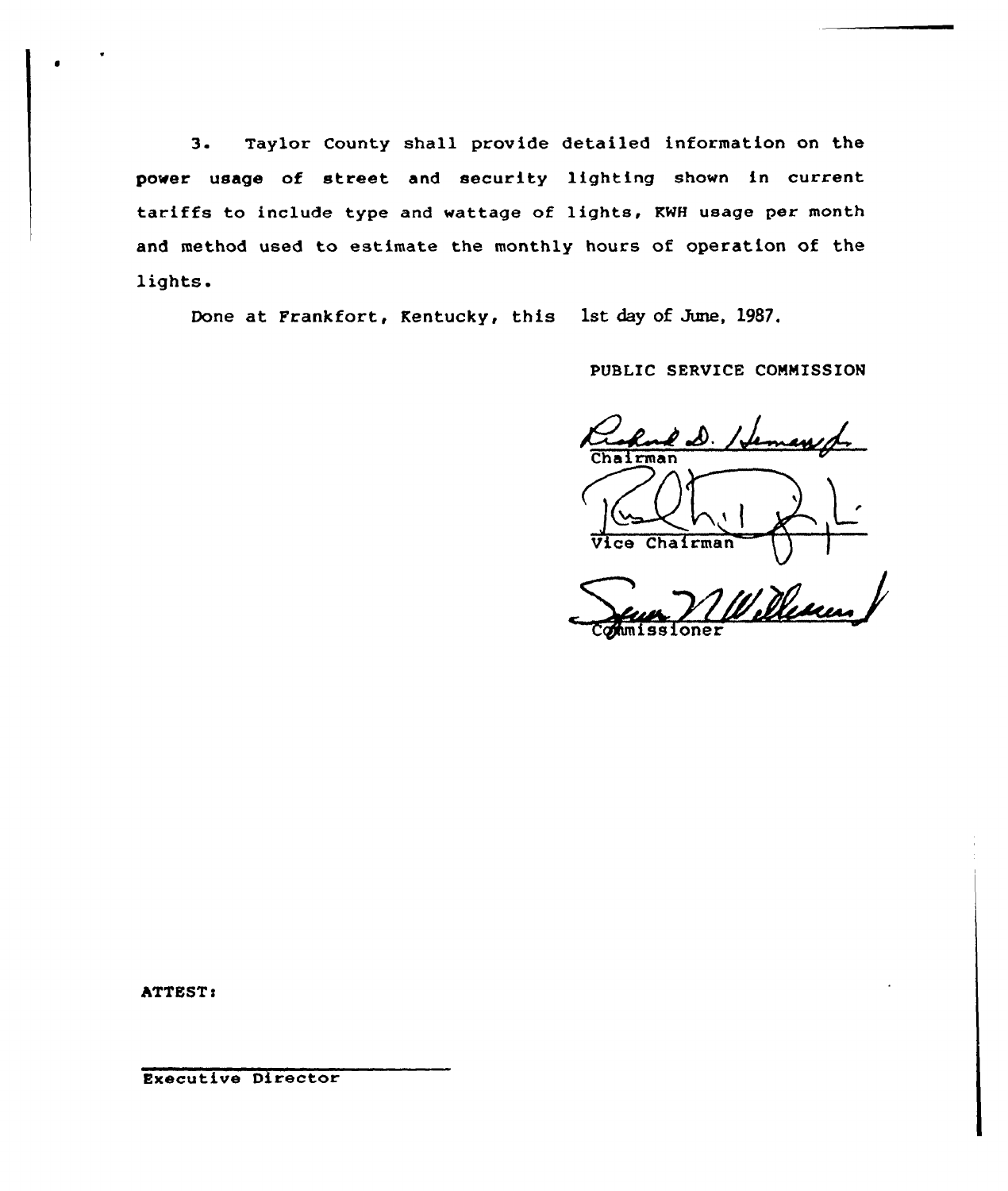3. Taylor County shall provide detailed information on the power usage of street and security lighting shown in current tariffs to include type and wattage of lights, KWH usage per month and method used to estimate the monthly hours of operation of the lights.

Done at Frankfort, Kentucky, this 1st day of June, 1987.

PUBLIC SERVICE COMMISSION

Chairman

Vice Chairman

Commissioner

ATTEST:

Executive Director